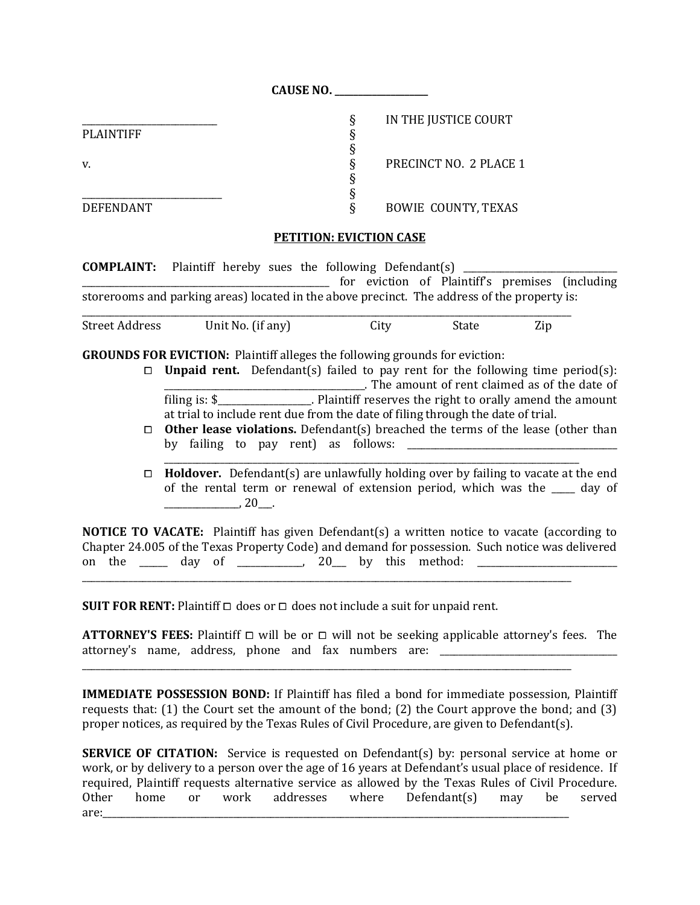**CAUSE NO. ___________________**

| | | |
|---|---|---|
| ___________________________ | § | IN THE JUSTICE COURT |
| PLAINTIFF | § | |
| | § | |
| v. | § | PRECINCT NO. 2 PLACE 1 |
| | § | |
| ___________________________ | § | |
| DEFENDANT | § | BOWIE COUNTY, TEXAS |

## PETITION: EVICTION CASE

**COMPLAINT:** Plaintiff hereby sues the following Defendant(s) ______________________________ ____________________________________________________ for eviction of Plaintiff's premises (including storerooms and parking areas) located in the above precinct. The address of the property is:

_____________________________________________________________________________________________

Street Address    Unit No. (if any)    City    State    Zip

**GROUNDS FOR EVICTION:** Plaintiff alleges the following grounds for eviction:

- ☐ **Unpaid rent.** Defendant(s) failed to pay rent for the following time period(s): _________________________________________. The amount of rent claimed as of the date of filing is: $__________________. Plaintiff reserves the right to orally amend the amount at trial to include rent due from the date of filing through the date of trial.
- ☐ **Other lease violations.** Defendant(s) breached the terms of the lease (other than by failing to pay rent) as follows: ____________________________________________ ______________________________________________________________________________
- ☐ **Holdover.** Defendant(s) are unlawfully holding over by failing to vacate at the end of the rental term or renewal of extension period, which was the _____ day of _______________, 20___.

**NOTICE TO VACATE:** Plaintiff has given Defendant(s) a written notice to vacate (according to Chapter 24.005 of the Texas Property Code) and demand for possession. Such notice was delivered on the ______ day of _____________, 20___ by this method: ____________________________ _____________________________________________________________________________________________

**SUIT FOR RENT:** Plaintiff ☐ does or ☐ does not include a suit for unpaid rent.

**ATTORNEY'S FEES:** Plaintiff ☐ will be or ☐ will not be seeking applicable attorney's fees. The attorney's name, address, phone and fax numbers are: ____________________________________ _____________________________________________________________________________________________

**IMMEDIATE POSSESSION BOND:** If Plaintiff has filed a bond for immediate possession, Plaintiff requests that: (1) the Court set the amount of the bond; (2) the Court approve the bond; and (3) proper notices, as required by the Texas Rules of Civil Procedure, are given to Defendant(s).

**SERVICE OF CITATION:** Service is requested on Defendant(s) by: personal service at home or work, or by delivery to a person over the age of 16 years at Defendant's usual place of residence. If required, Plaintiff requests alternative service as allowed by the Texas Rules of Civil Procedure. Other home or work addresses where Defendant(s) may be served are:_________________________________________________________________________________________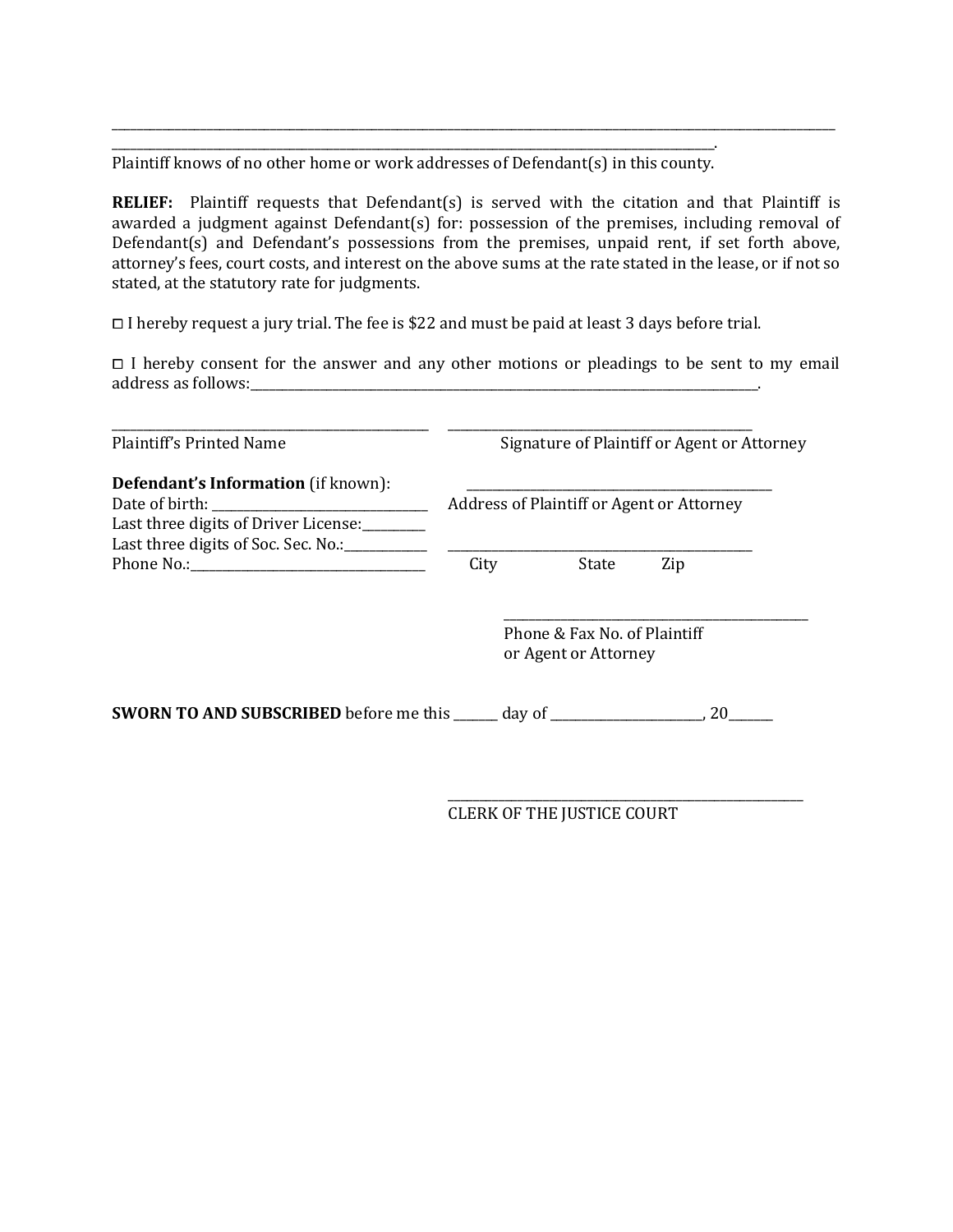\_\_\_\_\_\_\_\_\_\_\_\_\_\_\_\_\_\_\_\_\_\_\_\_\_\_\_\_\_\_\_\_\_\_\_\_\_\_\_\_\_\_\_\_\_\_\_\_\_\_\_\_\_\_\_\_\_\_\_\_\_\_\_\_\_\_\_\_\_\_\_\_\_\_\_\_\_\_\_\_\_\_\_\_\_\_\_\_\_\_\_\_\_\_\_\_\_\_\_\_
\_\_\_\_\_\_\_\_\_\_\_\_\_\_\_\_\_\_\_\_\_\_\_\_\_\_\_\_\_\_\_\_\_\_\_\_\_\_\_\_\_\_\_\_\_\_\_\_\_\_\_\_\_\_\_\_\_\_\_\_\_\_\_\_\_\_\_\_\_\_\_\_\_\_\_\_\_\_\_\_.

Plaintiff knows of no other home or work addresses of Defendant(s) in this county.

**RELIEF:** Plaintiff requests that Defendant(s) is served with the citation and that Plaintiff is awarded a judgment against Defendant(s) for: possession of the premises, including removal of Defendant(s) and Defendant's possessions from the premises, unpaid rent, if set forth above, attorney's fees, court costs, and interest on the above sums at the rate stated in the lease, or if not so stated, at the statutory rate for judgments.

☐ I hereby request a jury trial. The fee is $22 and must be paid at least 3 days before trial.

☐ I hereby consent for the answer and any other motions or pleadings to be sent to my email address as follows:\_\_\_\_\_\_\_\_\_\_\_\_\_\_\_\_\_\_\_\_\_\_\_\_\_\_\_\_\_\_\_\_\_\_\_\_\_\_\_\_\_\_\_\_\_\_\_\_\_\_\_\_\_\_\_\_\_\_\_.

\_\_\_\_\_\_\_\_\_\_\_\_\_\_\_\_\_\_\_\_\_\_\_\_\_\_\_\_\_\_\_\_\_\_\_\_\_\_
Plaintiff's Printed Name

\_\_\_\_\_\_\_\_\_\_\_\_\_\_\_\_\_\_\_\_\_\_\_\_\_\_\_\_\_\_\_\_\_\_\_\_\_\_
Signature of Plaintiff or Agent or Attorney

**Defendant's Information** (if known):
Date of birth: \_\_\_\_\_\_\_\_\_\_\_\_\_\_\_\_\_\_\_\_\_\_\_\_\_\_
Last three digits of Driver License:\_\_\_\_\_\_\_\_
Last three digits of Soc. Sec. No.:\_\_\_\_\_\_\_\_\_\_
Phone No.:\_\_\_\_\_\_\_\_\_\_\_\_\_\_\_\_\_\_\_\_\_\_\_\_\_\_\_\_\_\_

\_\_\_\_\_\_\_\_\_\_\_\_\_\_\_\_\_\_\_\_\_\_\_\_\_\_\_\_\_\_\_\_\_\_\_\_\_\_
Address of Plaintiff or Agent or Attorney

\_\_\_\_\_\_\_\_\_\_\_\_\_\_\_\_\_\_\_\_\_\_\_\_\_\_\_\_\_\_\_\_\_\_\_\_\_\_
City State Zip

\_\_\_\_\_\_\_\_\_\_\_\_\_\_\_\_\_\_\_\_\_\_\_\_\_\_\_\_\_\_\_\_\_\_\_\_\_\_
Phone & Fax No. of Plaintiff or Agent or Attorney

**SWORN TO AND SUBSCRIBED** before me this \_\_\_\_\_\_ day of \_\_\_\_\_\_\_\_\_\_\_\_\_\_\_\_\_\_\_\_, 20\_\_\_\_\_\_

\_\_\_\_\_\_\_\_\_\_\_\_\_\_\_\_\_\_\_\_\_\_\_\_\_\_\_\_\_\_\_\_\_\_\_\_\_\_\_\_\_\_\_\_
CLERK OF THE JUSTICE COURT